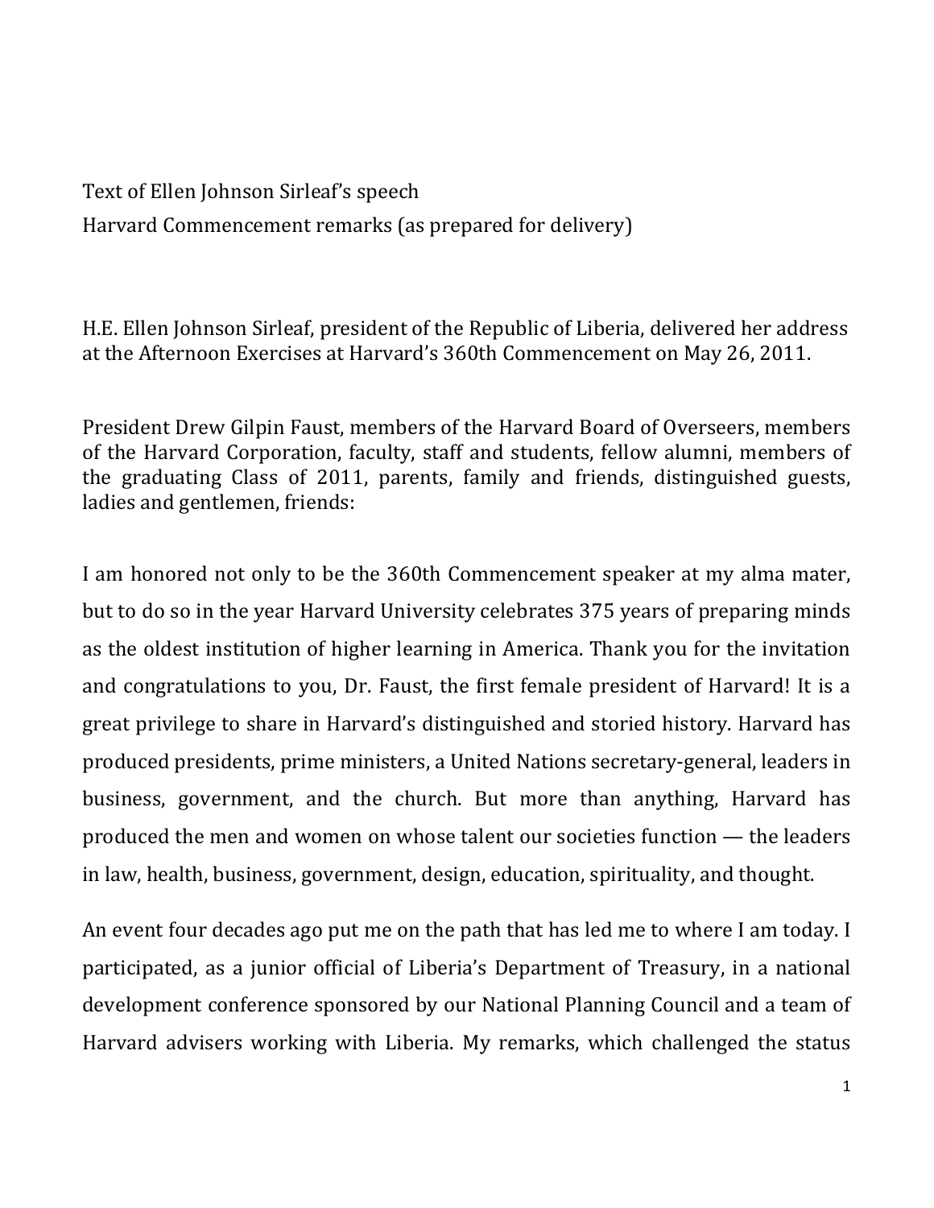Text of Ellen Johnson Sirleaf's speech

Harvard Commencement remarks (as prepared for delivery)

H.E. Ellen Johnson Sirleaf, president of the Republic of Liberia, delivered her address at the Afternoon Exercises at Harvard's 360th Commencement on May 26, 2011.

President Drew Gilpin Faust, members of the Harvard Board of Overseers, members of the Harvard Corporation, faculty, staff and students, fellow alumni, members of the graduating Class of 2011, parents, family and friends, distinguished guests, ladies and gentlemen, friends:

I am honored not only to be the 360th Commencement speaker at my alma mater, but to do so in the year Harvard University celebrates 375 years of preparing minds as the oldest institution of higher learning in America. Thank you for the invitation and congratulations to you, Dr. Faust, the first female president of Harvard! It is a great privilege to share in Harvard's distinguished and storied history. Harvard has produced presidents, prime ministers, a United Nations secretary-general, leaders in business, government, and the church. But more than anything, Harvard has produced the men and women on whose talent our societies function — the leaders in law, health, business, government, design, education, spirituality, and thought.

An event four decades ago put me on the path that has led me to where I am today. I participated, as a junior official of Liberia's Department of Treasury, in a national development conference sponsored by our National Planning Council and a team of Harvard advisers working with Liberia. My remarks, which challenged the status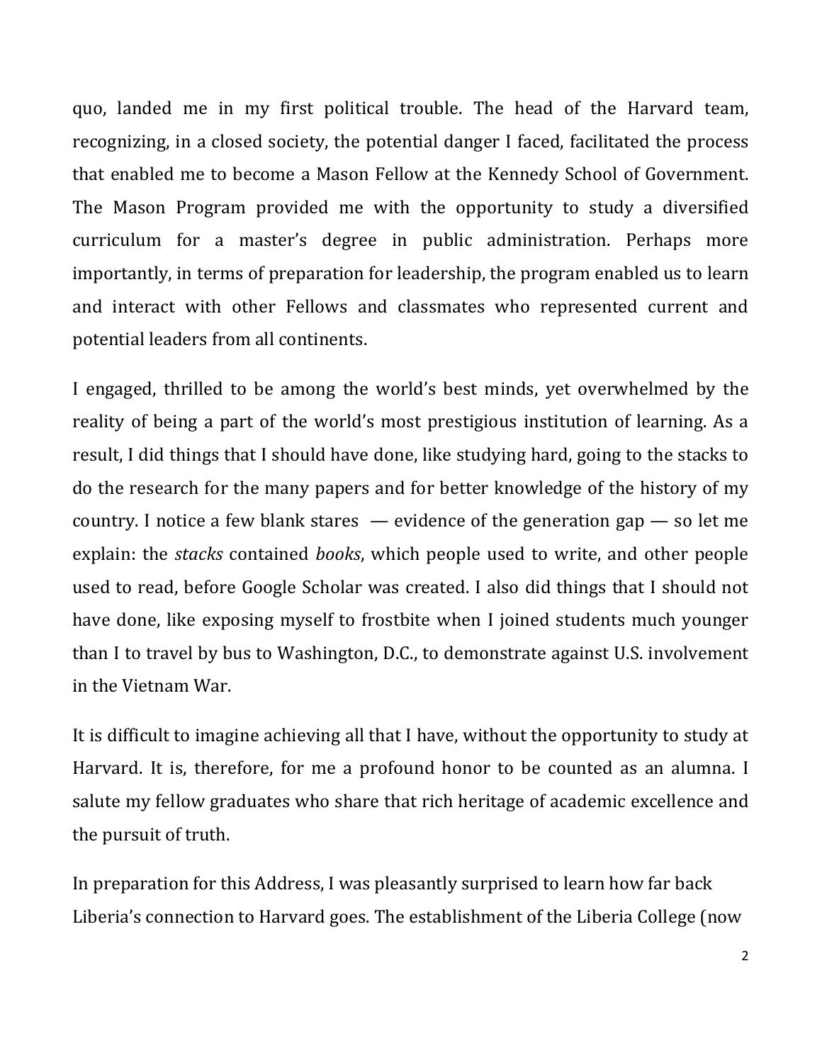quo, landed me in my first political trouble. The head of the Harvard team, recognizing, in a closed society, the potential danger I faced, facilitated the process that enabled me to become a Mason Fellow at the Kennedy School of Government. The Mason Program provided me with the opportunity to study a diversified curriculum for a master's degree in public administration. Perhaps more importantly, in terms of preparation for leadership, the program enabled us to learn and interact with other Fellows and classmates who represented current and potential leaders from all continents.

I engaged, thrilled to be among the world's best minds, yet overwhelmed by the reality of being a part of the world's most prestigious institution of learning. As a result, I did things that I should have done, like studying hard, going to the stacks to do the research for the many papers and for better knowledge of the history of my country. I notice a few blank stares — evidence of the generation gap — so let me explain: the *stacks* contained *books*, which people used to write, and other people used to read, before Google Scholar was created. I also did things that I should not have done, like exposing myself to frostbite when I joined students much younger than I to travel by bus to Washington, D.C., to demonstrate against U.S. involvement in the Vietnam War.

It is difficult to imagine achieving all that I have, without the opportunity to study at Harvard. It is, therefore, for me a profound honor to be counted as an alumna. I salute my fellow graduates who share that rich heritage of academic excellence and the pursuit of truth.

In preparation for this Address, I was pleasantly surprised to learn how far back Liberia's connection to Harvard goes. The establishment of the Liberia College (now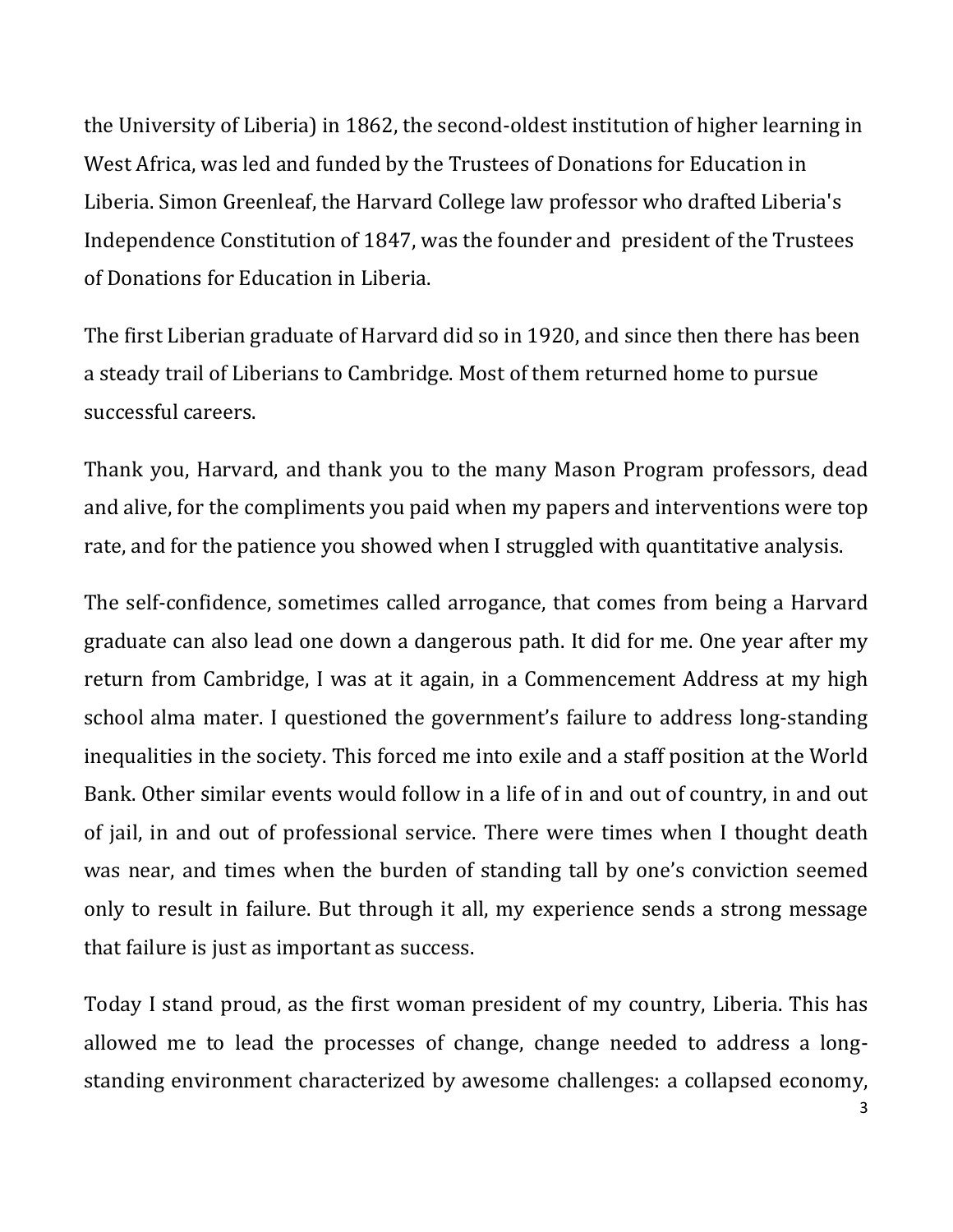the University of Liberia) in 1862, the second-oldest institution of higher learning in West Africa, was led and funded by the Trustees of Donations for Education in Liberia. Simon Greenleaf, the Harvard College law professor who drafted Liberia's Independence Constitution of 1847, was the founder and president of the Trustees of Donations for Education in Liberia.

The first Liberian graduate of Harvard did so in 1920, and since then there has been a steady trail of Liberians to Cambridge. Most of them returned home to pursue successful careers.

Thank you, Harvard, and thank you to the many Mason Program professors, dead and alive, for the compliments you paid when my papers and interventions were top rate, and for the patience you showed when I struggled with quantitative analysis.

The self-confidence, sometimes called arrogance, that comes from being a Harvard graduate can also lead one down a dangerous path. It did for me. One year after my return from Cambridge, I was at it again, in a Commencement Address at my high school alma mater. I questioned the government's failure to address long-standing inequalities in the society. This forced me into exile and a staff position at the World Bank. Other similar events would follow in a life of in and out of country, in and out of jail, in and out of professional service. There were times when I thought death was near, and times when the burden of standing tall by one's conviction seemed only to result in failure. But through it all, my experience sends a strong message that failure is just as important as success.

Today I stand proud, as the first woman president of my country, Liberia. This has allowed me to lead the processes of change, change needed to address a long-standing environment characterized by awesome challenges: a collapsed economy,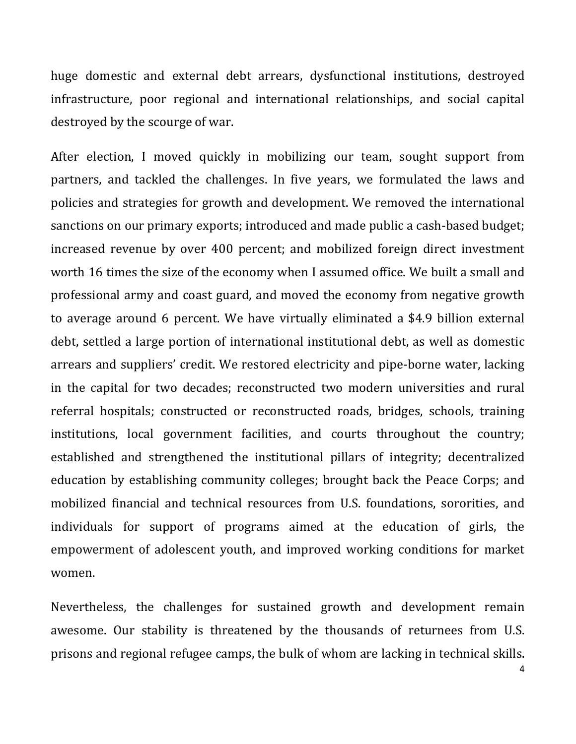huge domestic and external debt arrears, dysfunctional institutions, destroyed infrastructure, poor regional and international relationships, and social capital destroyed by the scourge of war.

After election, I moved quickly in mobilizing our team, sought support from partners, and tackled the challenges. In five years, we formulated the laws and policies and strategies for growth and development. We removed the international sanctions on our primary exports; introduced and made public a cash-based budget; increased revenue by over 400 percent; and mobilized foreign direct investment worth 16 times the size of the economy when I assumed office. We built a small and professional army and coast guard, and moved the economy from negative growth to average around 6 percent. We have virtually eliminated a $4.9 billion external debt, settled a large portion of international institutional debt, as well as domestic arrears and suppliers' credit. We restored electricity and pipe-borne water, lacking in the capital for two decades; reconstructed two modern universities and rural referral hospitals; constructed or reconstructed roads, bridges, schools, training institutions, local government facilities, and courts throughout the country; established and strengthened the institutional pillars of integrity; decentralized education by establishing community colleges; brought back the Peace Corps; and mobilized financial and technical resources from U.S. foundations, sororities, and individuals for support of programs aimed at the education of girls, the empowerment of adolescent youth, and improved working conditions for market women.

Nevertheless, the challenges for sustained growth and development remain awesome. Our stability is threatened by the thousands of returnees from U.S. prisons and regional refugee camps, the bulk of whom are lacking in technical skills.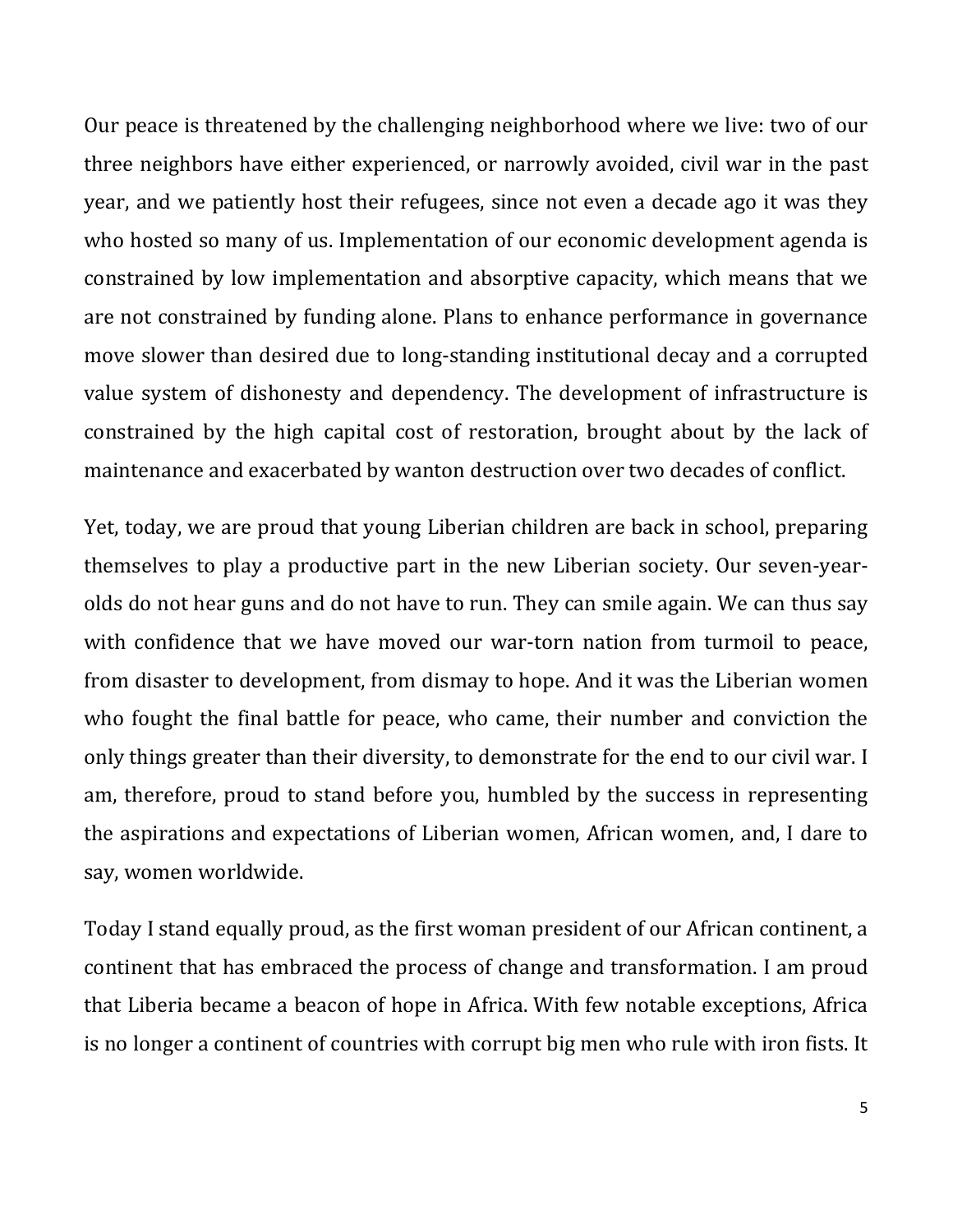Our peace is threatened by the challenging neighborhood where we live: two of our three neighbors have either experienced, or narrowly avoided, civil war in the past year, and we patiently host their refugees, since not even a decade ago it was they who hosted so many of us. Implementation of our economic development agenda is constrained by low implementation and absorptive capacity, which means that we are not constrained by funding alone. Plans to enhance performance in governance move slower than desired due to long-standing institutional decay and a corrupted value system of dishonesty and dependency. The development of infrastructure is constrained by the high capital cost of restoration, brought about by the lack of maintenance and exacerbated by wanton destruction over two decades of conflict.

Yet, today, we are proud that young Liberian children are back in school, preparing themselves to play a productive part in the new Liberian society. Our seven-year-olds do not hear guns and do not have to run. They can smile again. We can thus say with confidence that we have moved our war-torn nation from turmoil to peace, from disaster to development, from dismay to hope. And it was the Liberian women who fought the final battle for peace, who came, their number and conviction the only things greater than their diversity, to demonstrate for the end to our civil war. I am, therefore, proud to stand before you, humbled by the success in representing the aspirations and expectations of Liberian women, African women, and, I dare to say, women worldwide.

Today I stand equally proud, as the first woman president of our African continent, a continent that has embraced the process of change and transformation. I am proud that Liberia became a beacon of hope in Africa. With few notable exceptions, Africa is no longer a continent of countries with corrupt big men who rule with iron fists. It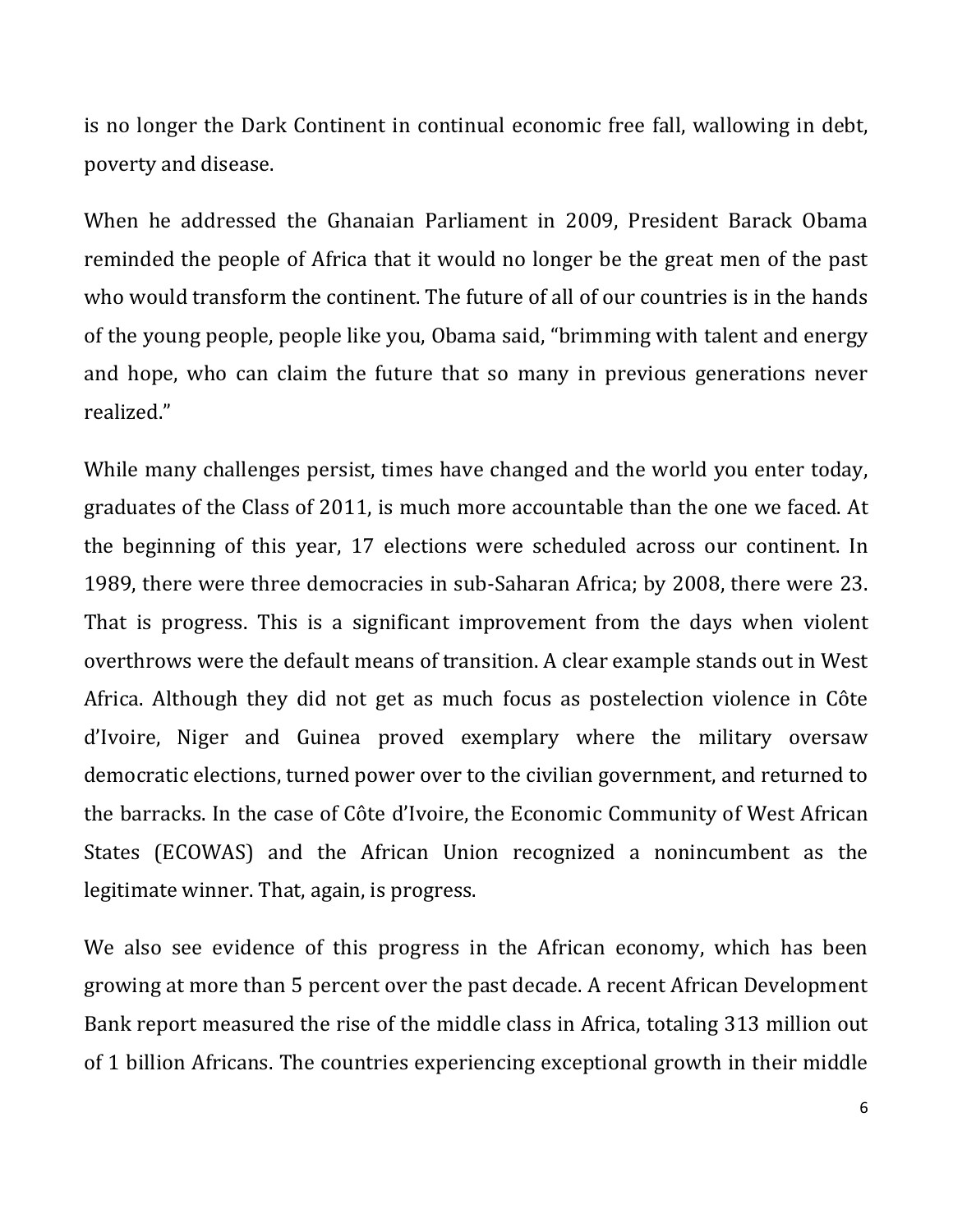is no longer the Dark Continent in continual economic free fall, wallowing in debt, poverty and disease.

When he addressed the Ghanaian Parliament in 2009, President Barack Obama reminded the people of Africa that it would no longer be the great men of the past who would transform the continent. The future of all of our countries is in the hands of the young people, people like you, Obama said, "brimming with talent and energy and hope, who can claim the future that so many in previous generations never realized."

While many challenges persist, times have changed and the world you enter today, graduates of the Class of 2011, is much more accountable than the one we faced. At the beginning of this year, 17 elections were scheduled across our continent. In 1989, there were three democracies in sub-Saharan Africa; by 2008, there were 23. That is progress. This is a significant improvement from the days when violent overthrows were the default means of transition. A clear example stands out in West Africa. Although they did not get as much focus as postelection violence in Côte d'Ivoire, Niger and Guinea proved exemplary where the military oversaw democratic elections, turned power over to the civilian government, and returned to the barracks. In the case of Côte d'Ivoire, the Economic Community of West African States (ECOWAS) and the African Union recognized a nonincumbent as the legitimate winner. That, again, is progress.

We also see evidence of this progress in the African economy, which has been growing at more than 5 percent over the past decade. A recent African Development Bank report measured the rise of the middle class in Africa, totaling 313 million out of 1 billion Africans. The countries experiencing exceptional growth in their middle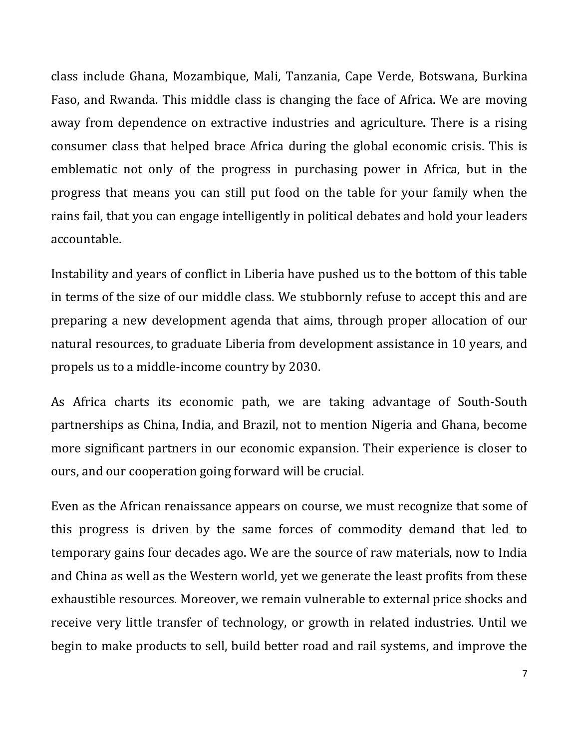class include Ghana, Mozambique, Mali, Tanzania, Cape Verde, Botswana, Burkina Faso, and Rwanda. This middle class is changing the face of Africa. We are moving away from dependence on extractive industries and agriculture. There is a rising consumer class that helped brace Africa during the global economic crisis. This is emblematic not only of the progress in purchasing power in Africa, but in the progress that means you can still put food on the table for your family when the rains fail, that you can engage intelligently in political debates and hold your leaders accountable.

Instability and years of conflict in Liberia have pushed us to the bottom of this table in terms of the size of our middle class. We stubbornly refuse to accept this and are preparing a new development agenda that aims, through proper allocation of our natural resources, to graduate Liberia from development assistance in 10 years, and propels us to a middle-income country by 2030.

As Africa charts its economic path, we are taking advantage of South-South partnerships as China, India, and Brazil, not to mention Nigeria and Ghana, become more significant partners in our economic expansion. Their experience is closer to ours, and our cooperation going forward will be crucial.

Even as the African renaissance appears on course, we must recognize that some of this progress is driven by the same forces of commodity demand that led to temporary gains four decades ago. We are the source of raw materials, now to India and China as well as the Western world, yet we generate the least profits from these exhaustible resources. Moreover, we remain vulnerable to external price shocks and receive very little transfer of technology, or growth in related industries. Until we begin to make products to sell, build better road and rail systems, and improve the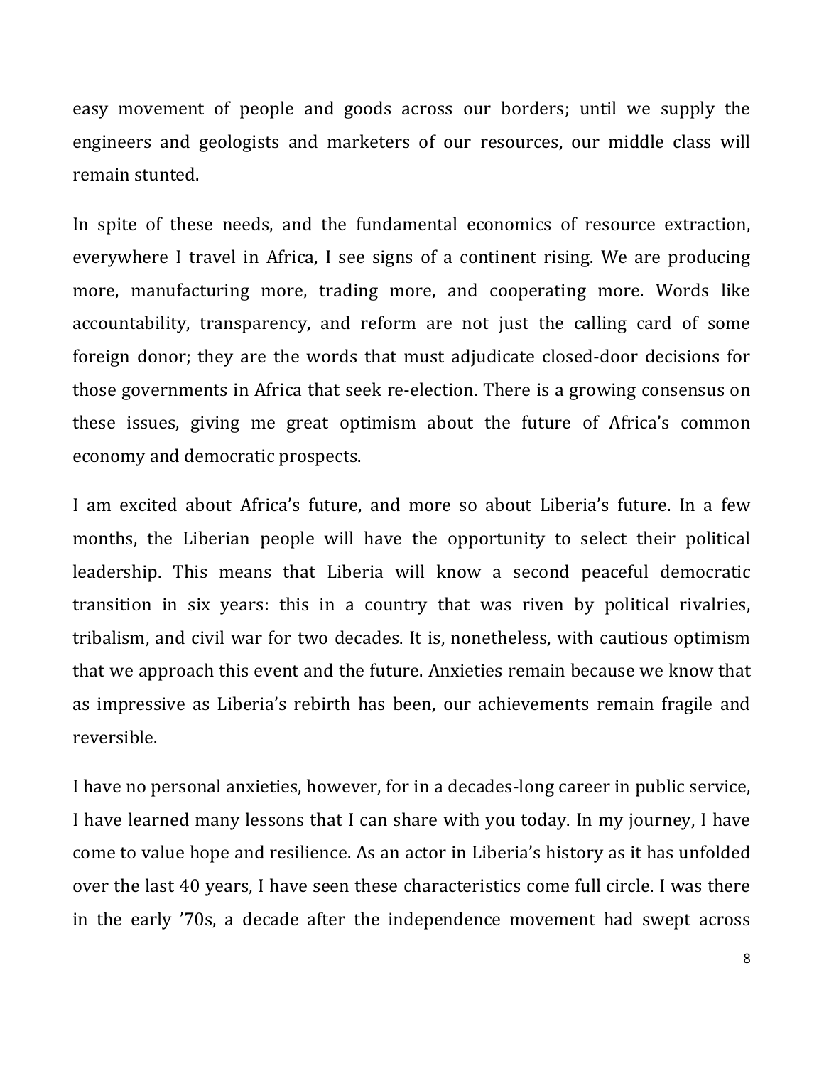easy movement of people and goods across our borders; until we supply the engineers and geologists and marketers of our resources, our middle class will remain stunted.

In spite of these needs, and the fundamental economics of resource extraction, everywhere I travel in Africa, I see signs of a continent rising. We are producing more, manufacturing more, trading more, and cooperating more. Words like accountability, transparency, and reform are not just the calling card of some foreign donor; they are the words that must adjudicate closed-door decisions for those governments in Africa that seek re-election. There is a growing consensus on these issues, giving me great optimism about the future of Africa's common economy and democratic prospects.

I am excited about Africa's future, and more so about Liberia's future. In a few months, the Liberian people will have the opportunity to select their political leadership. This means that Liberia will know a second peaceful democratic transition in six years: this in a country that was riven by political rivalries, tribalism, and civil war for two decades. It is, nonetheless, with cautious optimism that we approach this event and the future. Anxieties remain because we know that as impressive as Liberia's rebirth has been, our achievements remain fragile and reversible.

I have no personal anxieties, however, for in a decades-long career in public service, I have learned many lessons that I can share with you today. In my journey, I have come to value hope and resilience. As an actor in Liberia's history as it has unfolded over the last 40 years, I have seen these characteristics come full circle. I was there in the early '70s, a decade after the independence movement had swept across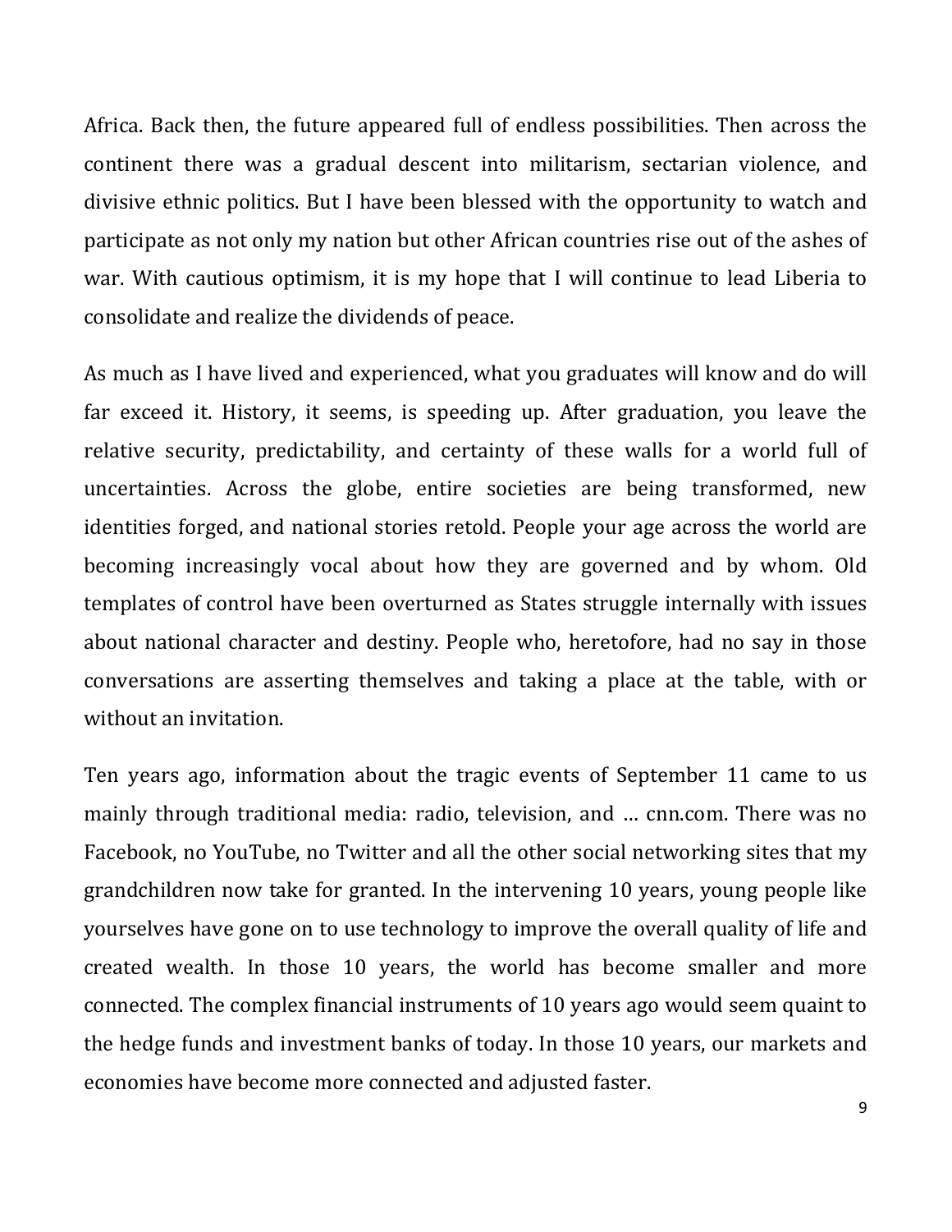Africa. Back then, the future appeared full of endless possibilities. Then across the continent there was a gradual descent into militarism, sectarian violence, and divisive ethnic politics. But I have been blessed with the opportunity to watch and participate as not only my nation but other African countries rise out of the ashes of war. With cautious optimism, it is my hope that I will continue to lead Liberia to consolidate and realize the dividends of peace.

As much as I have lived and experienced, what you graduates will know and do will far exceed it. History, it seems, is speeding up. After graduation, you leave the relative security, predictability, and certainty of these walls for a world full of uncertainties. Across the globe, entire societies are being transformed, new identities forged, and national stories retold. People your age across the world are becoming increasingly vocal about how they are governed and by whom. Old templates of control have been overturned as States struggle internally with issues about national character and destiny. People who, heretofore, had no say in those conversations are asserting themselves and taking a place at the table, with or without an invitation.

Ten years ago, information about the tragic events of September 11 came to us mainly through traditional media: radio, television, and … cnn.com. There was no Facebook, no YouTube, no Twitter and all the other social networking sites that my grandchildren now take for granted. In the intervening 10 years, young people like yourselves have gone on to use technology to improve the overall quality of life and created wealth. In those 10 years, the world has become smaller and more connected. The complex financial instruments of 10 years ago would seem quaint to the hedge funds and investment banks of today. In those 10 years, our markets and economies have become more connected and adjusted faster.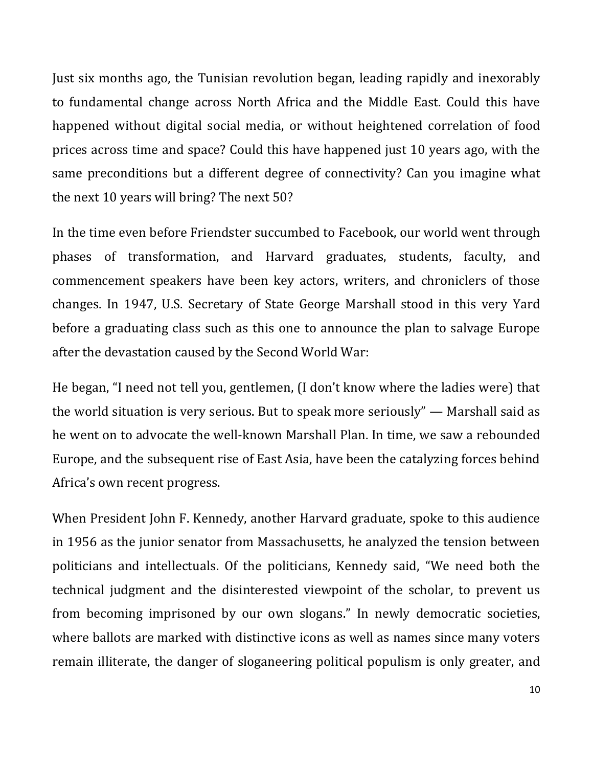Just six months ago, the Tunisian revolution began, leading rapidly and inexorably to fundamental change across North Africa and the Middle East. Could this have happened without digital social media, or without heightened correlation of food prices across time and space? Could this have happened just 10 years ago, with the same preconditions but a different degree of connectivity? Can you imagine what the next 10 years will bring? The next 50?

In the time even before Friendster succumbed to Facebook, our world went through phases of transformation, and Harvard graduates, students, faculty, and commencement speakers have been key actors, writers, and chroniclers of those changes. In 1947, U.S. Secretary of State George Marshall stood in this very Yard before a graduating class such as this one to announce the plan to salvage Europe after the devastation caused by the Second World War:

He began, "I need not tell you, gentlemen, (I don't know where the ladies were) that the world situation is very serious. But to speak more seriously" — Marshall said as he went on to advocate the well-known Marshall Plan. In time, we saw a rebounded Europe, and the subsequent rise of East Asia, have been the catalyzing forces behind Africa's own recent progress.

When President John F. Kennedy, another Harvard graduate, spoke to this audience in 1956 as the junior senator from Massachusetts, he analyzed the tension between politicians and intellectuals. Of the politicians, Kennedy said, "We need both the technical judgment and the disinterested viewpoint of the scholar, to prevent us from becoming imprisoned by our own slogans." In newly democratic societies, where ballots are marked with distinctive icons as well as names since many voters remain illiterate, the danger of sloganeering political populism is only greater, and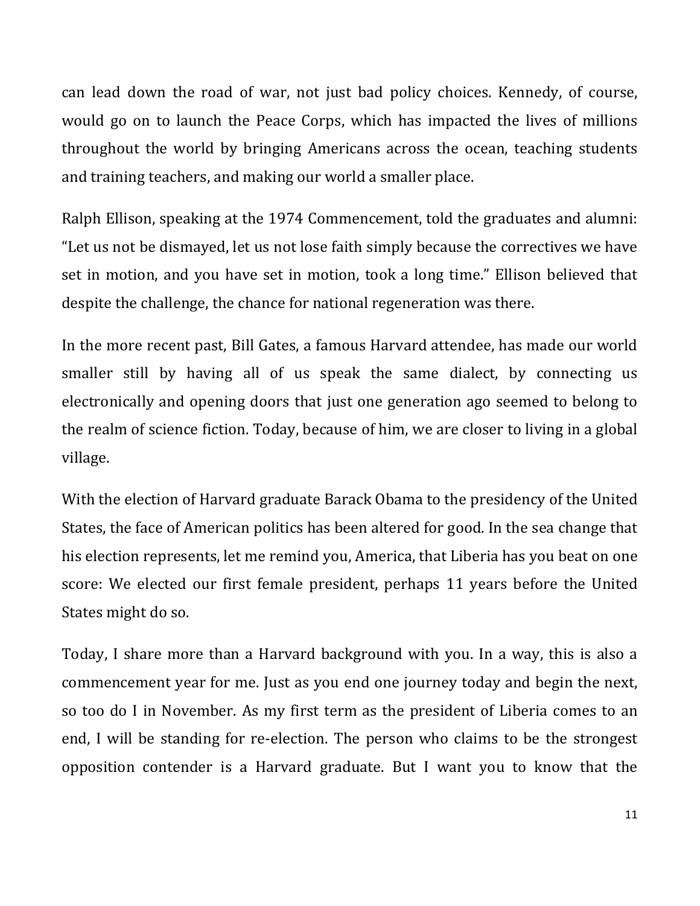can lead down the road of war, not just bad policy choices. Kennedy, of course, would go on to launch the Peace Corps, which has impacted the lives of millions throughout the world by bringing Americans across the ocean, teaching students and training teachers, and making our world a smaller place.

Ralph Ellison, speaking at the 1974 Commencement, told the graduates and alumni: "Let us not be dismayed, let us not lose faith simply because the correctives we have set in motion, and you have set in motion, took a long time." Ellison believed that despite the challenge, the chance for national regeneration was there.

In the more recent past, Bill Gates, a famous Harvard attendee, has made our world smaller still by having all of us speak the same dialect, by connecting us electronically and opening doors that just one generation ago seemed to belong to the realm of science fiction. Today, because of him, we are closer to living in a global village.

With the election of Harvard graduate Barack Obama to the presidency of the United States, the face of American politics has been altered for good. In the sea change that his election represents, let me remind you, America, that Liberia has you beat on one score: We elected our first female president, perhaps 11 years before the United States might do so.

Today, I share more than a Harvard background with you. In a way, this is also a commencement year for me. Just as you end one journey today and begin the next, so too do I in November. As my first term as the president of Liberia comes to an end, I will be standing for re-election. The person who claims to be the strongest opposition contender is a Harvard graduate. But I want you to know that the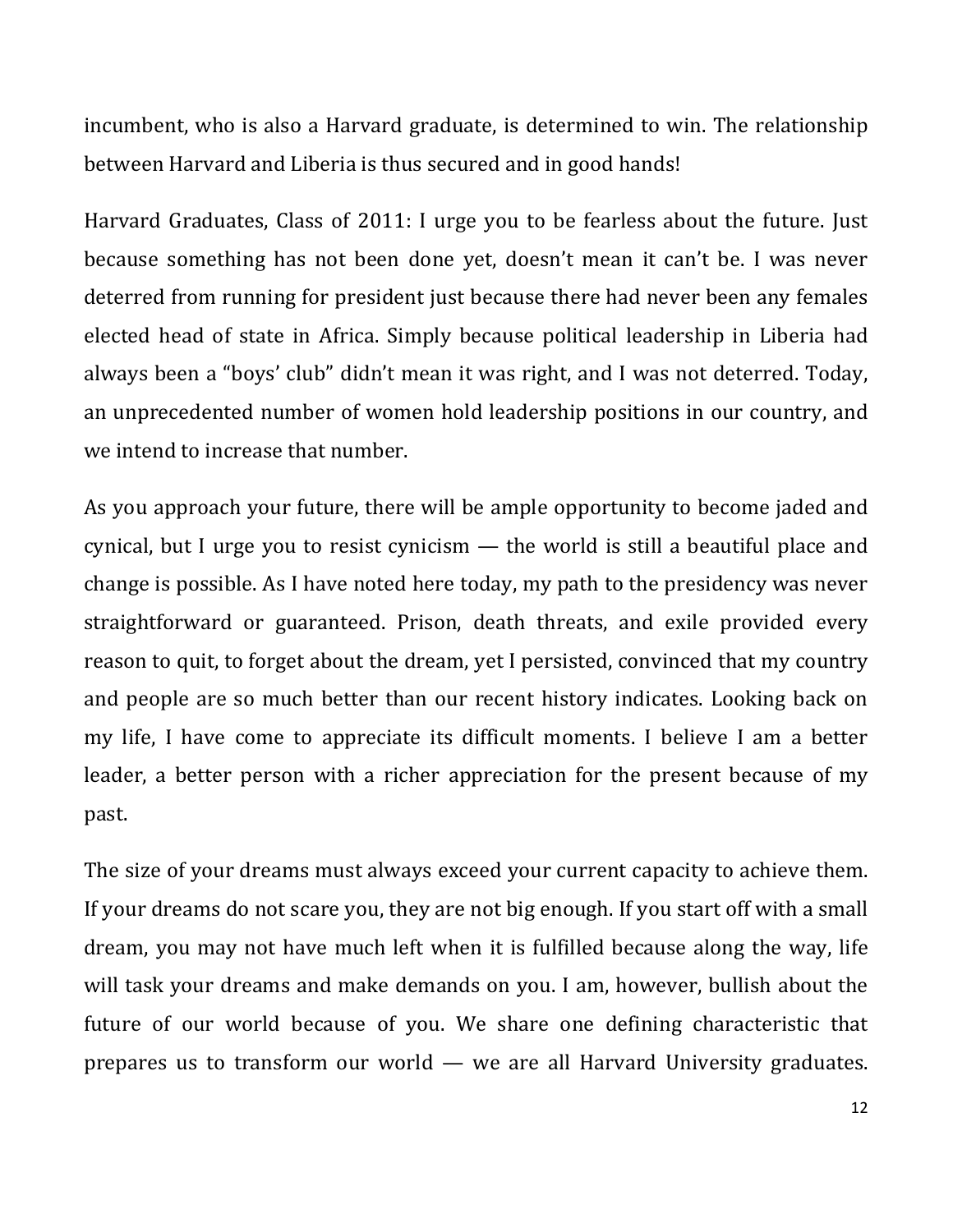incumbent, who is also a Harvard graduate, is determined to win. The relationship between Harvard and Liberia is thus secured and in good hands!

Harvard Graduates, Class of 2011: I urge you to be fearless about the future. Just because something has not been done yet, doesn't mean it can't be. I was never deterred from running for president just because there had never been any females elected head of state in Africa. Simply because political leadership in Liberia had always been a "boys' club" didn't mean it was right, and I was not deterred. Today, an unprecedented number of women hold leadership positions in our country, and we intend to increase that number.

As you approach your future, there will be ample opportunity to become jaded and cynical, but I urge you to resist cynicism — the world is still a beautiful place and change is possible. As I have noted here today, my path to the presidency was never straightforward or guaranteed. Prison, death threats, and exile provided every reason to quit, to forget about the dream, yet I persisted, convinced that my country and people are so much better than our recent history indicates. Looking back on my life, I have come to appreciate its difficult moments. I believe I am a better leader, a better person with a richer appreciation for the present because of my past.

The size of your dreams must always exceed your current capacity to achieve them. If your dreams do not scare you, they are not big enough. If you start off with a small dream, you may not have much left when it is fulfilled because along the way, life will task your dreams and make demands on you. I am, however, bullish about the future of our world because of you. We share one defining characteristic that prepares us to transform our world — we are all Harvard University graduates.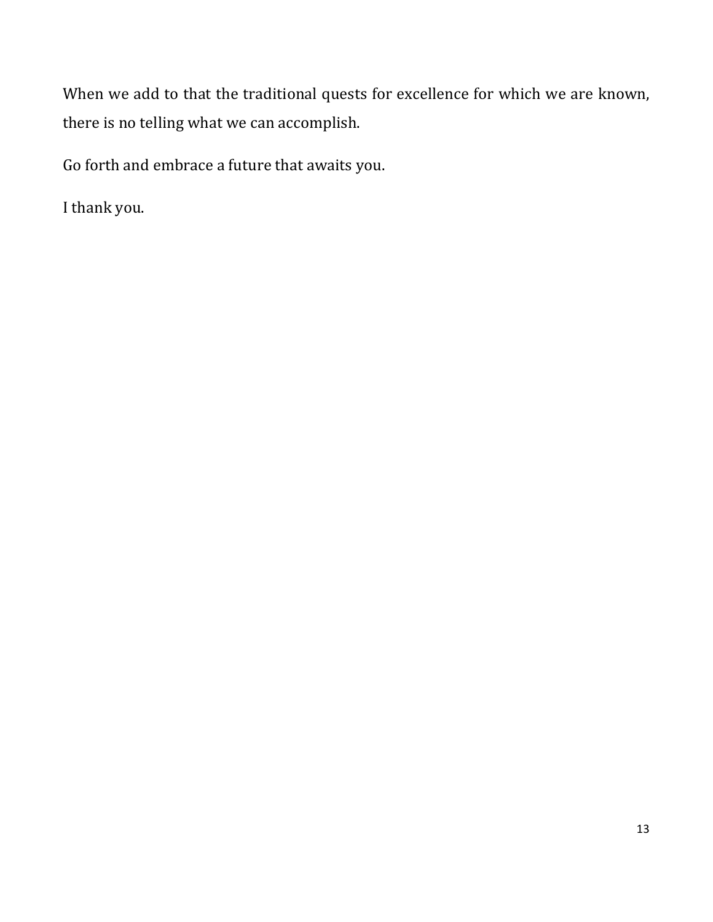When we add to that the traditional quests for excellence for which we are known, there is no telling what we can accomplish.

Go forth and embrace a future that awaits you.

I thank you.